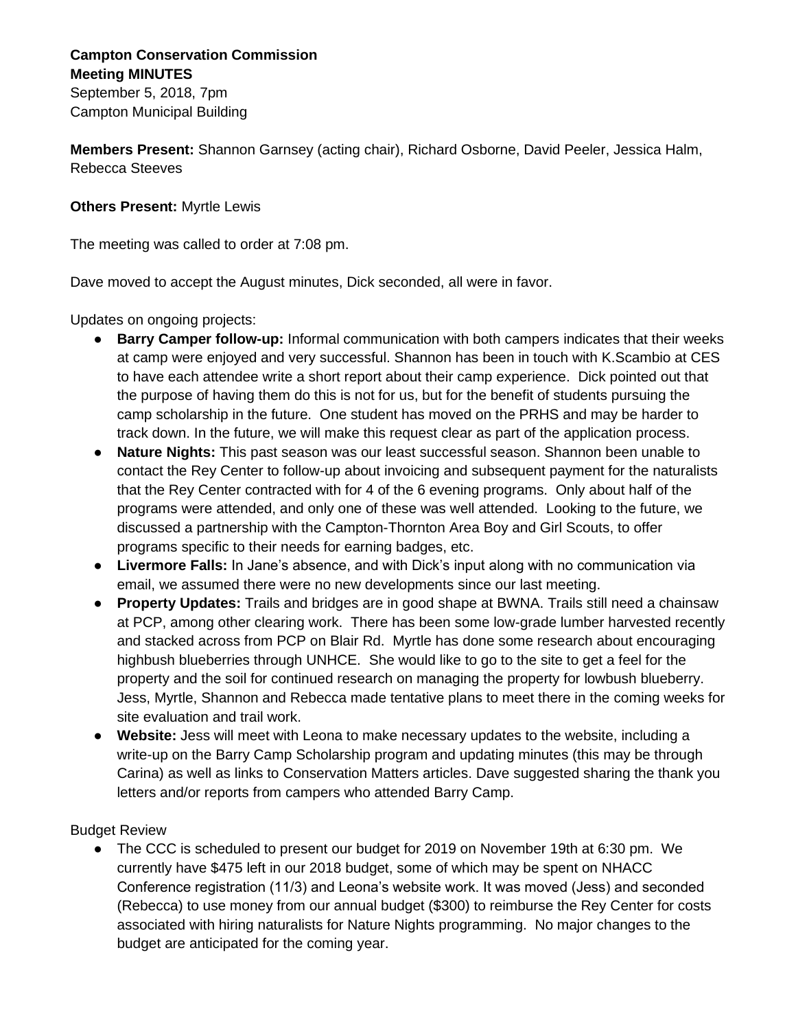**Campton Conservation Commission**
**Meeting MINUTES**
September 5, 2018, 7pm
Campton Municipal Building

**Members Present:** Shannon Garnsey (acting chair), Richard Osborne, David Peeler, Jessica Halm, Rebecca Steeves

**Others Present:** Myrtle Lewis

The meeting was called to order at 7:08 pm.

Dave moved to accept the August minutes, Dick seconded, all were in favor.

Updates on ongoing projects:

- **Barry Camper follow-up:** Informal communication with both campers indicates that their weeks at camp were enjoyed and very successful. Shannon has been in touch with K.Scambio at CES to have each attendee write a short report about their camp experience. Dick pointed out that the purpose of having them do this is not for us, but for the benefit of students pursuing the camp scholarship in the future. One student has moved on the PRHS and may be harder to track down. In the future, we will make this request clear as part of the application process.
- **Nature Nights:** This past season was our least successful season. Shannon been unable to contact the Rey Center to follow-up about invoicing and subsequent payment for the naturalists that the Rey Center contracted with for 4 of the 6 evening programs. Only about half of the programs were attended, and only one of these was well attended. Looking to the future, we discussed a partnership with the Campton-Thornton Area Boy and Girl Scouts, to offer programs specific to their needs for earning badges, etc.
- **Livermore Falls:** In Jane's absence, and with Dick's input along with no communication via email, we assumed there were no new developments since our last meeting.
- **Property Updates:** Trails and bridges are in good shape at BWNA. Trails still need a chainsaw at PCP, among other clearing work. There has been some low-grade lumber harvested recently and stacked across from PCP on Blair Rd. Myrtle has done some research about encouraging highbush blueberries through UNHCE. She would like to go to the site to get a feel for the property and the soil for continued research on managing the property for lowbush blueberry. Jess, Myrtle, Shannon and Rebecca made tentative plans to meet there in the coming weeks for site evaluation and trail work.
- **Website:** Jess will meet with Leona to make necessary updates to the website, including a write-up on the Barry Camp Scholarship program and updating minutes (this may be through Carina) as well as links to Conservation Matters articles. Dave suggested sharing the thank you letters and/or reports from campers who attended Barry Camp.

Budget Review

- The CCC is scheduled to present our budget for 2019 on November 19th at 6:30 pm. We currently have $475 left in our 2018 budget, some of which may be spent on NHACC Conference registration (11/3) and Leona's website work. It was moved (Jess) and seconded (Rebecca) to use money from our annual budget ($300) to reimburse the Rey Center for costs associated with hiring naturalists for Nature Nights programming. No major changes to the budget are anticipated for the coming year.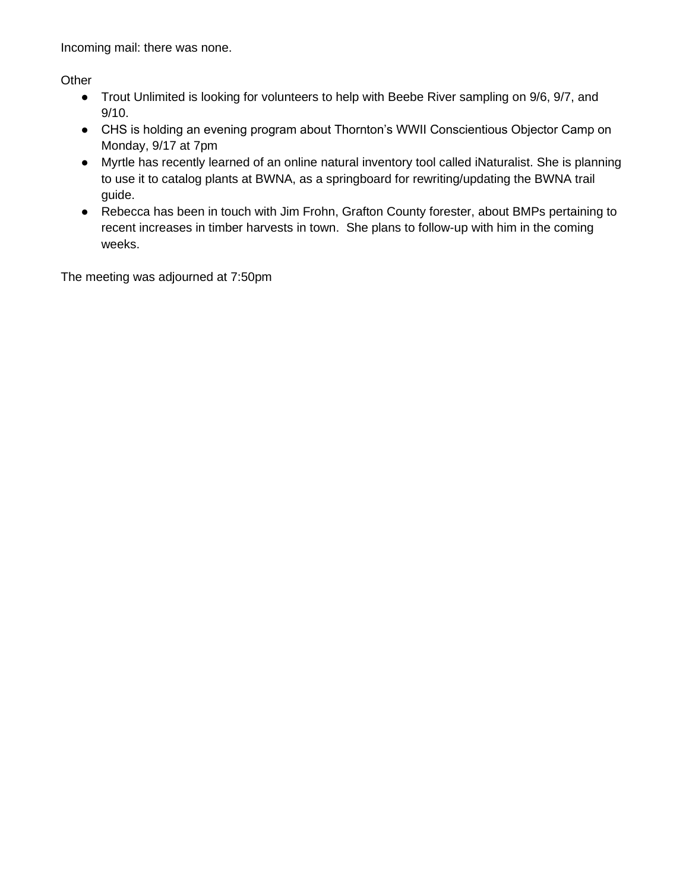Incoming mail: there was none.

Other

- Trout Unlimited is looking for volunteers to help with Beebe River sampling on 9/6, 9/7, and 9/10.
- CHS is holding an evening program about Thornton's WWII Conscientious Objector Camp on Monday, 9/17 at 7pm
- Myrtle has recently learned of an online natural inventory tool called iNaturalist. She is planning to use it to catalog plants at BWNA, as a springboard for rewriting/updating the BWNA trail guide.
- Rebecca has been in touch with Jim Frohn, Grafton County forester, about BMPs pertaining to recent increases in timber harvests in town. She plans to follow-up with him in the coming weeks.

The meeting was adjourned at 7:50pm